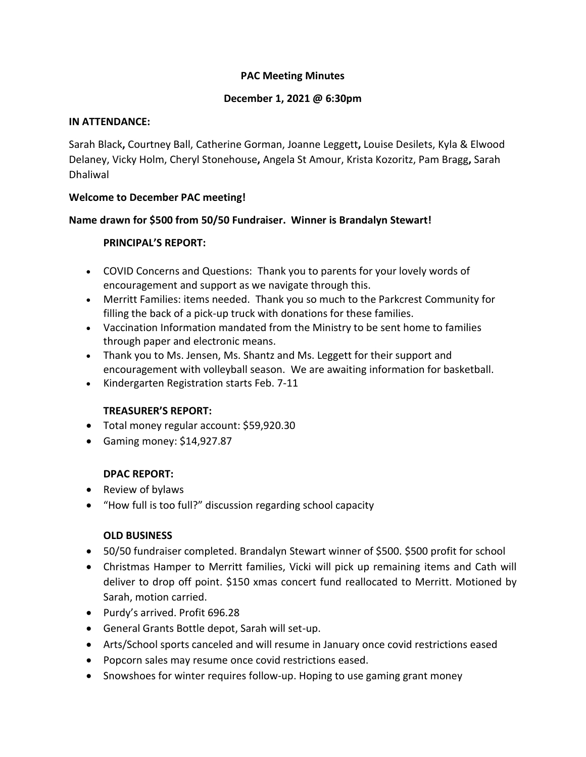**PAC Meeting Minutes**

**December 1, 2021 @ 6:30pm**

**IN ATTENDANCE:**

Sarah Black**,** Courtney Ball, Catherine Gorman, Joanne Leggett**,** Louise Desilets, Kyla & Elwood Delaney, Vicky Holm, Cheryl Stonehouse**,** Angela St Amour, Krista Kozoritz, Pam Bragg**,** Sarah Dhaliwal

**Welcome to December PAC meeting!**

**Name drawn for $500 from 50/50 Fundraiser. Winner is Brandalyn Stewart!**

**PRINCIPAL'S REPORT:**

- COVID Concerns and Questions: Thank you to parents for your lovely words of encouragement and support as we navigate through this.
- Merritt Families: items needed. Thank you so much to the Parkcrest Community for filling the back of a pick-up truck with donations for these families.
- Vaccination Information mandated from the Ministry to be sent home to families through paper and electronic means.
- Thank you to Ms. Jensen, Ms. Shantz and Ms. Leggett for their support and encouragement with volleyball season. We are awaiting information for basketball.
- Kindergarten Registration starts Feb. 7-11

**TREASURER'S REPORT:**

- Total money regular account: $59,920.30
- Gaming money: $14,927.87

**DPAC REPORT:**

- Review of bylaws
- "How full is too full?" discussion regarding school capacity

**OLD BUSINESS**

- 50/50 fundraiser completed. Brandalyn Stewart winner of $500. $500 profit for school
- Christmas Hamper to Merritt families, Vicki will pick up remaining items and Cath will deliver to drop off point. $150 xmas concert fund reallocated to Merritt. Motioned by Sarah, motion carried.
- Purdy's arrived. Profit 696.28
- General Grants Bottle depot, Sarah will set-up.
- Arts/School sports canceled and will resume in January once covid restrictions eased
- Popcorn sales may resume once covid restrictions eased.
- Snowshoes for winter requires follow-up. Hoping to use gaming grant money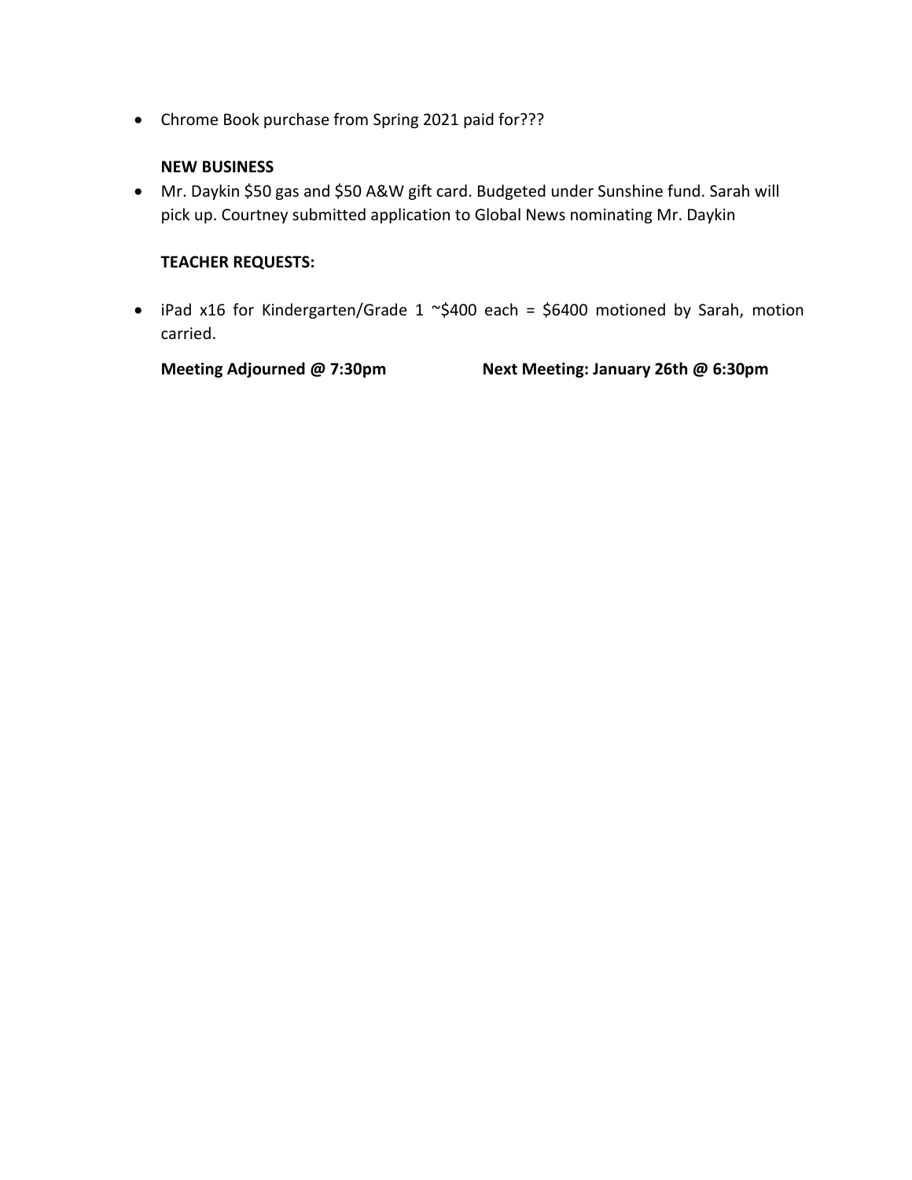- Chrome Book purchase from Spring 2021 paid for???

**NEW BUSINESS**

- Mr. Daykin $50 gas and $50 A&W gift card. Budgeted under Sunshine fund. Sarah will pick up. Courtney submitted application to Global News nominating Mr. Daykin

**TEACHER REQUESTS:**

- iPad x16 for Kindergarten/Grade 1 ~$400 each = $6400 motioned by Sarah, motion carried.

**Meeting Adjourned @ 7:30pm** **Next Meeting: January 26th @ 6:30pm**